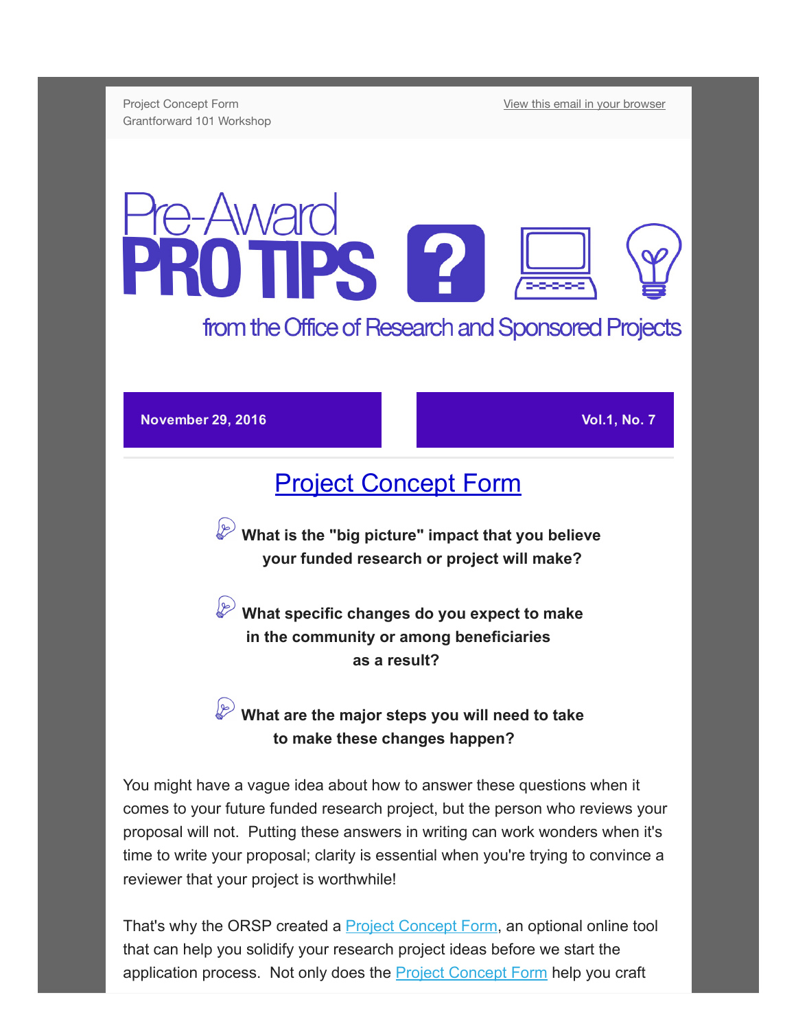Project Concept Form
Grantforward 101 Workshop

View this email in your browser

# Pre-Award PRO TIPS

from the Office of Research and Sponsored Projects

**November 29, 2016** | **Vol.1, No. 7**

## Project Concept Form

**What is the "big picture" impact that you believe your funded research or project will make?**

**What specific changes do you expect to make in the community or among beneficiaries as a result?**

**What are the major steps you will need to take to make these changes happen?**

You might have a vague idea about how to answer these questions when it comes to your future funded research project, but the person who reviews your proposal will not. Putting these answers in writing can work wonders when it's time to write your proposal; clarity is essential when you're trying to convince a reviewer that your project is worthwhile!

That's why the ORSP created a Project Concept Form, an optional online tool that can help you solidify your research project ideas before we start the application process. Not only does the Project Concept Form help you craft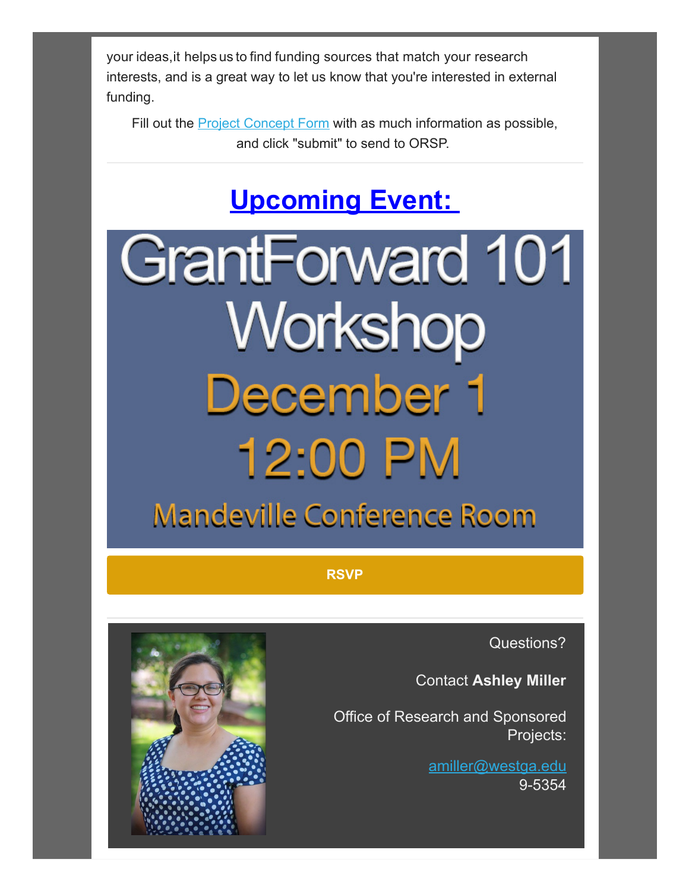your ideas,it helps us to find funding sources that match your research interests, and is a great way to let us know that you're interested in external funding.

Fill out the [Project Concept Form] with as much information as possible, and click "submit" to send to ORSP.

---

## Upcoming Event:

GrantForward 101 Workshop

December 1

12:00 PM

Mandeville Conference Room

**RSVP**

---

Questions?

Contact **Ashley Miller**

Office of Research and Sponsored Projects:

amiller@westga.edu
9-5354